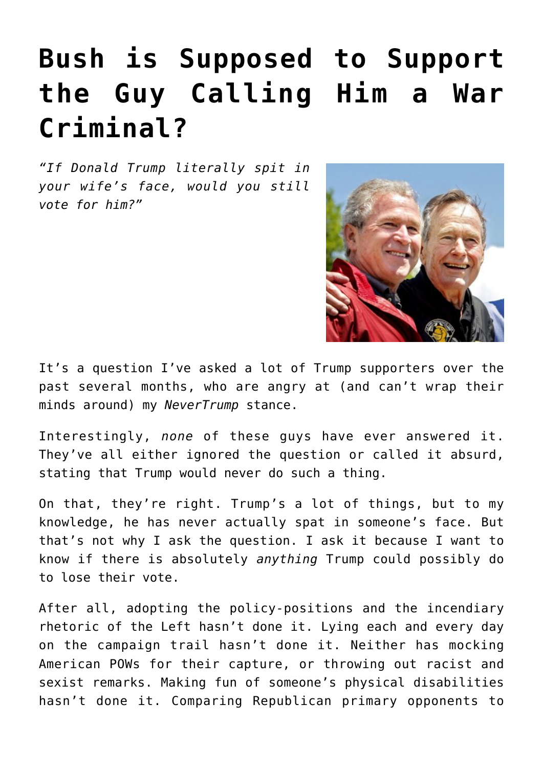# Bush is Supposed to Support the Guy Calling Him a War Criminal?

*"If Donald Trump literally spit in your wife's face, would you still vote for him?"*

It's a question I've asked a lot of Trump supporters over the past several months, who are angry at (and can't wrap their minds around) my *NeverTrump* stance.

Interestingly, *none* of these guys have ever answered it. They've all either ignored the question or called it absurd, stating that Trump would never do such a thing.

On that, they're right. Trump's a lot of things, but to my knowledge, he has never actually spat in someone's face. But that's not why I ask the question. I ask it because I want to know if there is absolutely *anything* Trump could possibly do to lose their vote.

After all, adopting the policy-positions and the incendiary rhetoric of the Left hasn't done it. Lying each and every day on the campaign trail hasn't done it. Neither has mocking American POWs for their capture, or throwing out racist and sexist remarks. Making fun of someone's physical disabilities hasn't done it. Comparing Republican primary opponents to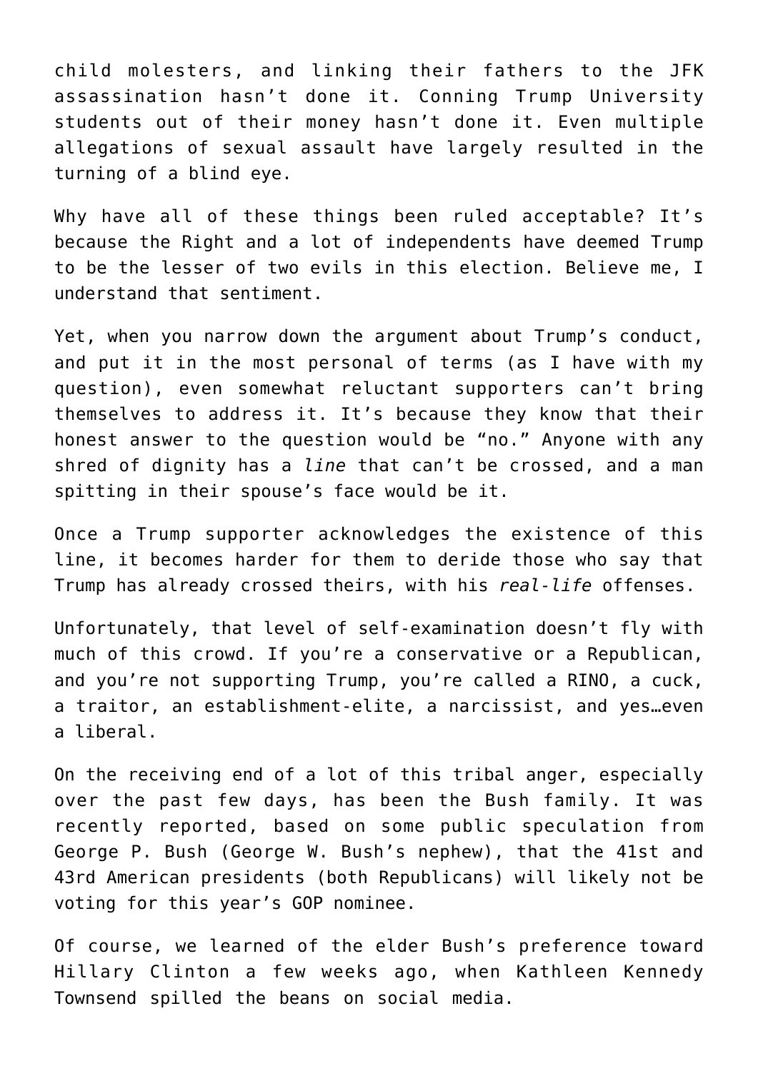child molesters, and linking their fathers to the JFK assassination hasn't done it. Conning Trump University students out of their money hasn't done it. Even multiple allegations of sexual assault have largely resulted in the turning of a blind eye.

Why have all of these things been ruled acceptable? It's because the Right and a lot of independents have deemed Trump to be the lesser of two evils in this election. Believe me, I understand that sentiment.

Yet, when you narrow down the argument about Trump's conduct, and put it in the most personal of terms (as I have with my question), even somewhat reluctant supporters can't bring themselves to address it. It's because they know that their honest answer to the question would be "no." Anyone with any shred of dignity has a *line* that can't be crossed, and a man spitting in their spouse's face would be it.

Once a Trump supporter acknowledges the existence of this line, it becomes harder for them to deride those who say that Trump has already crossed theirs, with his *real-life* offenses.

Unfortunately, that level of self-examination doesn't fly with much of this crowd. If you're a conservative or a Republican, and you're not supporting Trump, you're called a RINO, a cuck, a traitor, an establishment-elite, a narcissist, and yes…even a liberal.

On the receiving end of a lot of this tribal anger, especially over the past few days, has been the Bush family. It was recently reported, based on some public speculation from George P. Bush (George W. Bush's nephew), that the 41st and 43rd American presidents (both Republicans) will likely not be voting for this year's GOP nominee.

Of course, we learned of the elder Bush's preference toward Hillary Clinton a few weeks ago, when Kathleen Kennedy Townsend spilled the beans on social media.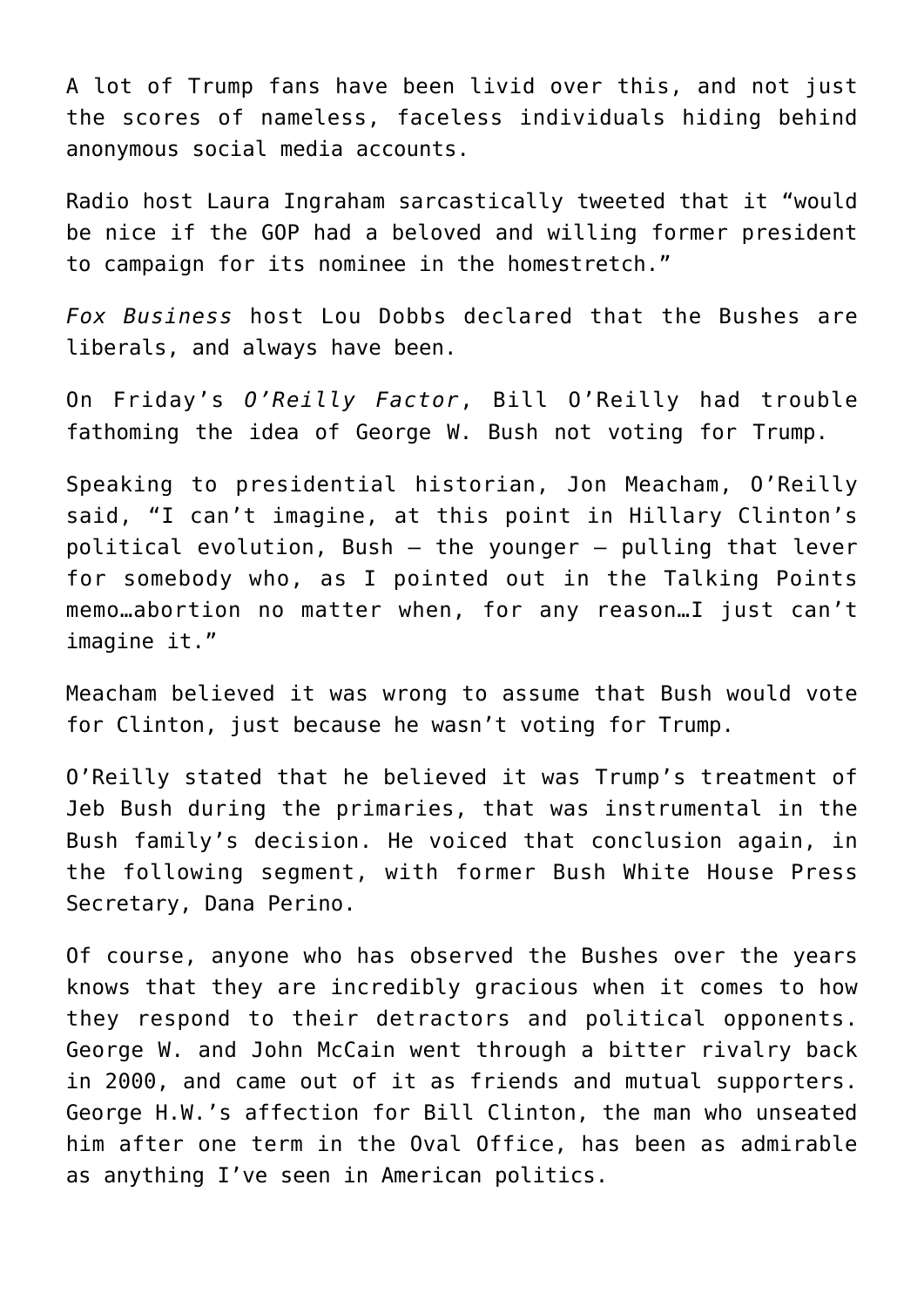A lot of Trump fans have been livid over this, and not just the scores of nameless, faceless individuals hiding behind anonymous social media accounts.

Radio host Laura Ingraham sarcastically tweeted that it "would be nice if the GOP had a beloved and willing former president to campaign for its nominee in the homestretch."

*Fox Business* host Lou Dobbs declared that the Bushes are liberals, and always have been.

On Friday's *O'Reilly Factor*, Bill O'Reilly had trouble fathoming the idea of George W. Bush not voting for Trump.

Speaking to presidential historian, Jon Meacham, O'Reilly said, "I can't imagine, at this point in Hillary Clinton's political evolution, Bush – the younger – pulling that lever for somebody who, as I pointed out in the Talking Points memo…abortion no matter when, for any reason…I just can't imagine it."

Meacham believed it was wrong to assume that Bush would vote for Clinton, just because he wasn't voting for Trump.

O'Reilly stated that he believed it was Trump's treatment of Jeb Bush during the primaries, that was instrumental in the Bush family's decision. He voiced that conclusion again, in the following segment, with former Bush White House Press Secretary, Dana Perino.

Of course, anyone who has observed the Bushes over the years knows that they are incredibly gracious when it comes to how they respond to their detractors and political opponents. George W. and John McCain went through a bitter rivalry back in 2000, and came out of it as friends and mutual supporters. George H.W.'s affection for Bill Clinton, the man who unseated him after one term in the Oval Office, has been as admirable as anything I've seen in American politics.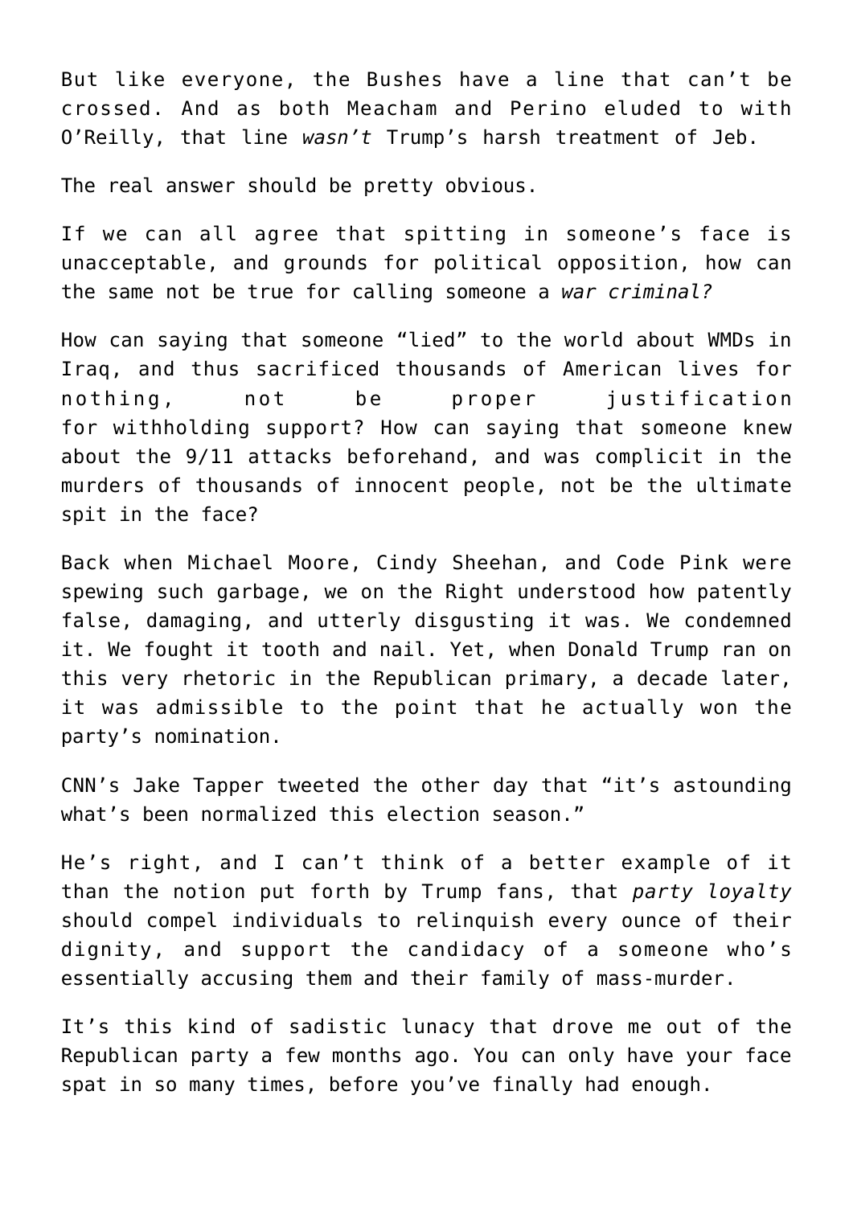But like everyone, the Bushes have a line that can't be crossed. And as both Meacham and Perino eluded to with O'Reilly, that line *wasn't* Trump's harsh treatment of Jeb.

The real answer should be pretty obvious.

If we can all agree that spitting in someone's face is unacceptable, and grounds for political opposition, how can the same not be true for calling someone a *war criminal?*

How can saying that someone "lied" to the world about WMDs in Iraq, and thus sacrificed thousands of American lives for nothing, not be proper justification for withholding support? How can saying that someone knew about the 9/11 attacks beforehand, and was complicit in the murders of thousands of innocent people, not be the ultimate spit in the face?

Back when Michael Moore, Cindy Sheehan, and Code Pink were spewing such garbage, we on the Right understood how patently false, damaging, and utterly disgusting it was. We condemned it. We fought it tooth and nail. Yet, when Donald Trump ran on this very rhetoric in the Republican primary, a decade later, it was admissible to the point that he actually won the party's nomination.

CNN's Jake Tapper tweeted the other day that "it's astounding what's been normalized this election season."

He's right, and I can't think of a better example of it than the notion put forth by Trump fans, that *party loyalty* should compel individuals to relinquish every ounce of their dignity, and support the candidacy of a someone who's essentially accusing them and their family of mass-murder.

It's this kind of sadistic lunacy that drove me out of the Republican party a few months ago. You can only have your face spat in so many times, before you've finally had enough.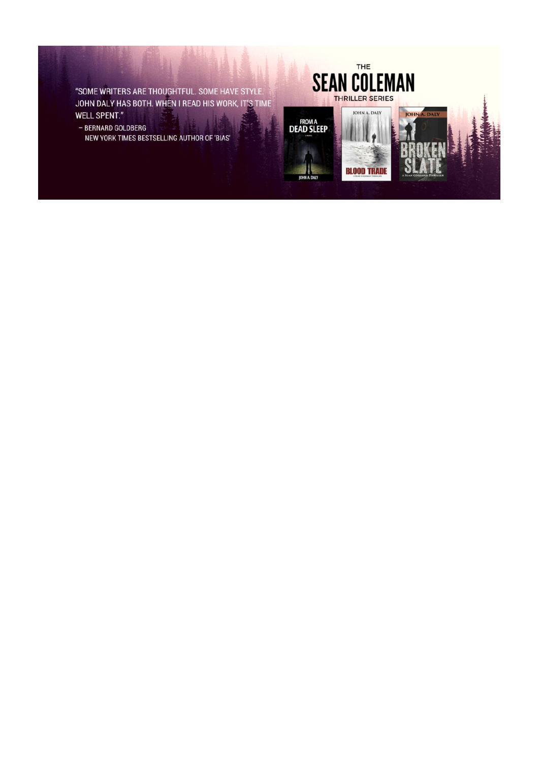"SOME WRITERS ARE THOUGHTFUL. SOME HAVE STYLE. JOHN DALY HAS BOTH. WHEN I READ HIS WORK, IT'S TIME WELL SPENT."

– BERNARD GOLDBERG
NEW YORK TIMES BESTSELLING AUTHOR OF 'BIAS'

THE

# SEAN COLEMAN

THRILLER SERIES

FROM A DEAD SLEEP

BLOOD TRADE

BROKEN SLATE